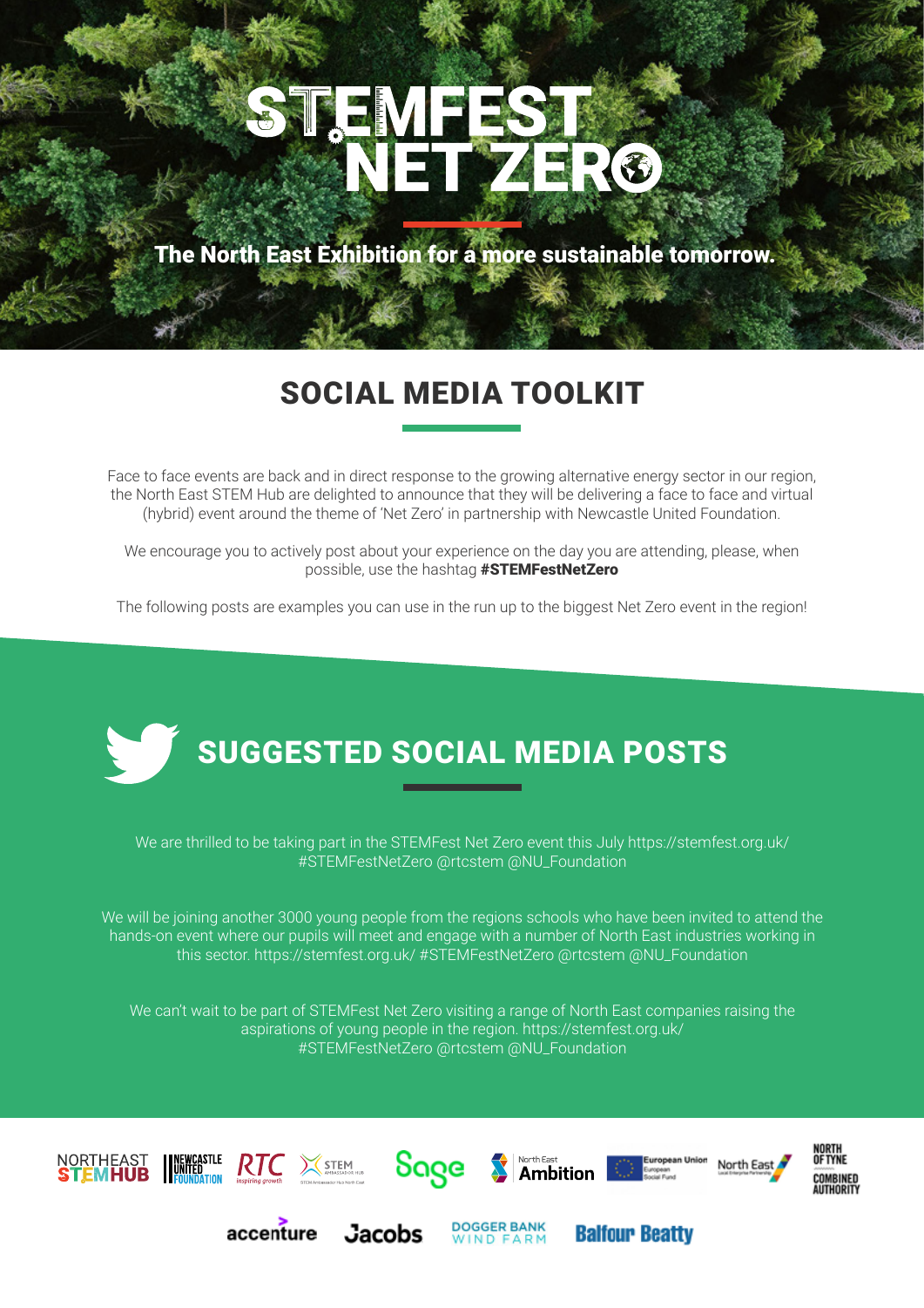# STEMFEST NET ZERO

**The North East Exhibition for a more sustainable tomorrow.**

## SOCIAL MEDIA TOOLKIT

Face to face events are back and in direct response to the growing alternative energy sector in our region, the North East STEM Hub are delighted to announce that they will be delivering a face to face and virtual (hybrid) event around the theme of 'Net Zero' in partnership with Newcastle United Foundation.

We encourage you to actively post about your experience on the day you are attending, please, when possible, use the hashtag **#STEMFestNetZero**

The following posts are examples you can use in the run up to the biggest Net Zero event in the region!

## SUGGESTED SOCIAL MEDIA POSTS

We are thrilled to be taking part in the STEMFest Net Zero event this July https://stemfest.org.uk/ #STEMFestNetZero @rtcstem @NU_Foundation

We will be joining another 3000 young people from the regions schools who have been invited to attend the hands-on event where our pupils will meet and engage with a number of North East industries working in this sector. https://stemfest.org.uk/ #STEMFestNetZero @rtcstem @NU_Foundation

We can't wait to be part of STEMFest Net Zero visiting a range of North East companies raising the aspirations of young people in the region. https://stemfest.org.uk/ #STEMFestNetZero @rtcstem @NU_Foundation

NORTHEAST STEM HUB | NEWCASTLE UNITED FOUNDATION | RTC inspiring growth | STEM Ambassador Hub | Sage | North East Ambition | European Union European Social Fund | North East Local Enterprise Partnership | North of Tyne Combined Authority | accenture | Jacobs | Dogger Bank Wind Farm | Balfour Beatty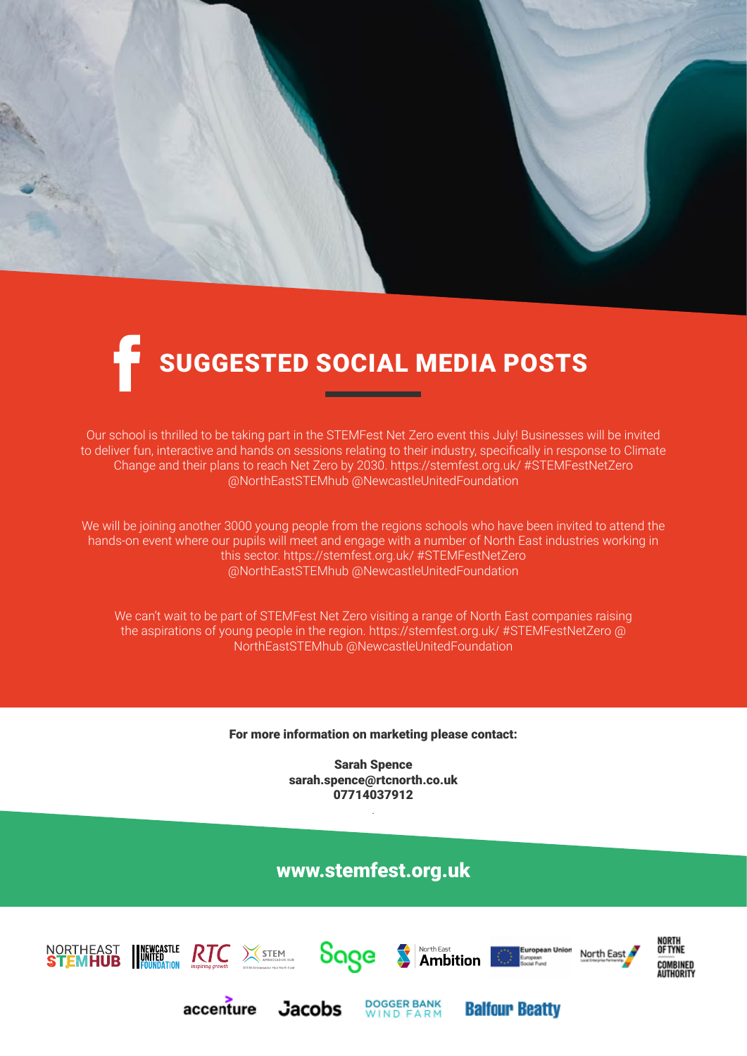## SUGGESTED SOCIAL MEDIA POSTS

Our school is thrilled to be taking part in the STEMFest Net Zero event this July! Businesses will be invited to deliver fun, interactive and hands on sessions relating to their industry, specifically in response to Climate Change and their plans to reach Net Zero by 2030. https://stemfest.org.uk/ #STEMFestNetZero @NorthEastSTEMhub @NewcastleUnitedFoundation

We will be joining another 3000 young people from the regions schools who have been invited to attend the hands-on event where our pupils will meet and engage with a number of North East industries working in this sector. https://stemfest.org.uk/ #STEMFestNetZero @NorthEastSTEMhub @NewcastleUnitedFoundation

We can't wait to be part of STEMFest Net Zero visiting a range of North East companies raising the aspirations of young people in the region. https://stemfest.org.uk/ #STEMFestNetZero @ NorthEastSTEMhub @NewcastleUnitedFoundation

**For more information on marketing please contact:**

**Sarah Spence**
**sarah.spence@rtcnorth.co.uk**
**07714037912**

**www.stemfest.org.uk**